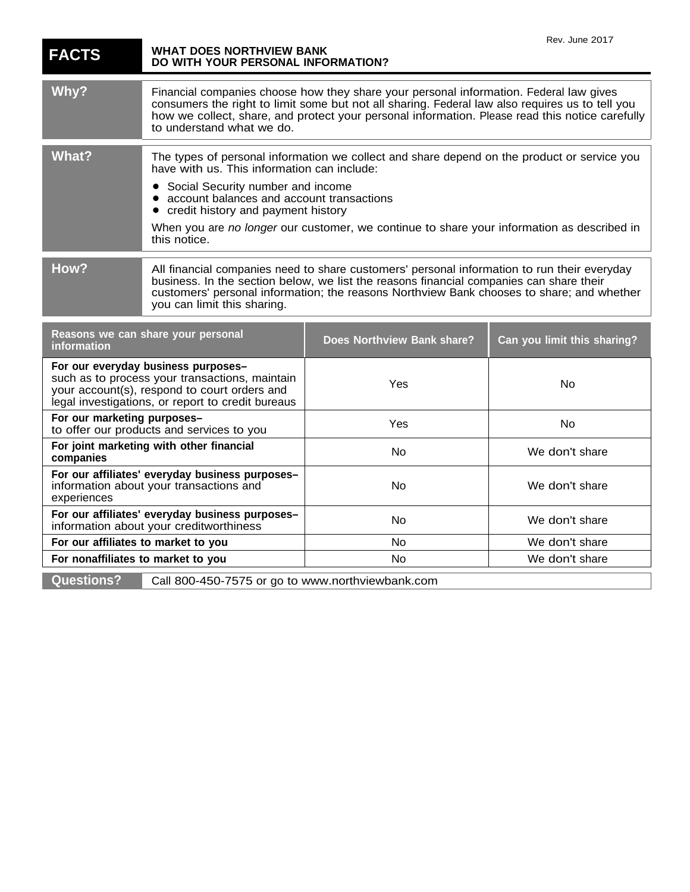Rev. June 2017

# FACTS — WHAT DOES NORTHVIEW BANK DO WITH YOUR PERSONAL INFORMATION?

| | |
|---|---|
| **Why?** | Financial companies choose how they share your personal information. Federal law gives consumers the right to limit some but not all sharing. Federal law also requires us to tell you how we collect, share, and protect your personal information. Please read this notice carefully to understand what we do. |
| **What?** | The types of personal information we collect and share depend on the product or service you have with us. This information can include:<br>• Social Security number and income<br>• account balances and account transactions<br>• credit history and payment history<br><br>When you are *no longer* our customer, we continue to share your information as described in this notice. |
| **How?** | All financial companies need to share customers' personal information to run their everyday business. In the section below, we list the reasons financial companies can share their customers' personal information; the reasons Northview Bank chooses to share; and whether you can limit this sharing. |

| Reasons we can share your personal information | Does Northview Bank share? | Can you limit this sharing? |
|---|---|---|
| **For our everyday business purposes–** such as to process your transactions, maintain your account(s), respond to court orders and legal investigations, or report to credit bureaus | Yes | No |
| **For our marketing purposes–** to offer our products and services to you | Yes | No |
| **For joint marketing with other financial companies** | No | We don't share |
| **For our affiliates' everyday business purposes–** information about your transactions and experiences | No | We don't share |
| **For our affiliates' everyday business purposes–** information about your creditworthiness | No | We don't share |
| **For our affiliates to market to you** | No | We don't share |
| **For nonaffiliates to market to you** | No | We don't share |

| | |
|---|---|
| **Questions?** | Call 800-450-7575 or go to www.northviewbank.com |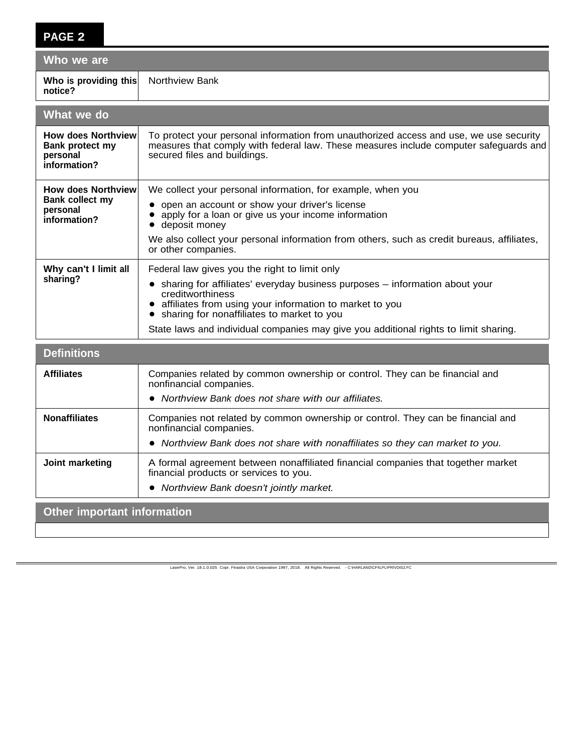## PAGE 2

| Who we are | |
|---|---|
| **Who is providing this notice?** | Northview Bank |

| What we do | |
|---|---|
| **How does Northview Bank protect my personal information?** | To protect your personal information from unauthorized access and use, we use security measures that comply with federal law. These measures include computer safeguards and secured files and buildings. |
| **How does Northview Bank collect my personal information?** | We collect your personal information, for example, when you<br>• open an account or show your driver's license<br>• apply for a loan or give us your income information<br>• deposit money<br>We also collect your personal information from others, such as credit bureaus, affiliates, or other companies. |
| **Why can't I limit all sharing?** | Federal law gives you the right to limit only<br>• sharing for affiliates' everyday business purposes – information about your creditworthiness<br>• affiliates from using your information to market to you<br>• sharing for nonaffiliates to market to you<br>State laws and individual companies may give you additional rights to limit sharing. |

| Definitions | |
|---|---|
| **Affiliates** | Companies related by common ownership or control. They can be financial and nonfinancial companies.<br>• *Northview Bank does not share with our affiliates.* |
| **Nonaffiliates** | Companies not related by common ownership or control. They can be financial and nonfinancial companies.<br>• *Northview Bank does not share with nonaffiliates so they can market to you.* |
| **Joint marketing** | A formal agreement between nonaffiliated financial companies that together market financial products or services to you.<br>• *Northview Bank doesn't jointly market.* |

| Other important information |
|---|
| |

LaserPro, Ver. 18.1.0.025 Copr. Finastra USA Corporation 1997, 2018. All Rights Reserved. - C:\HARLAND\CFI\LPL\PRIVDIS2.FC